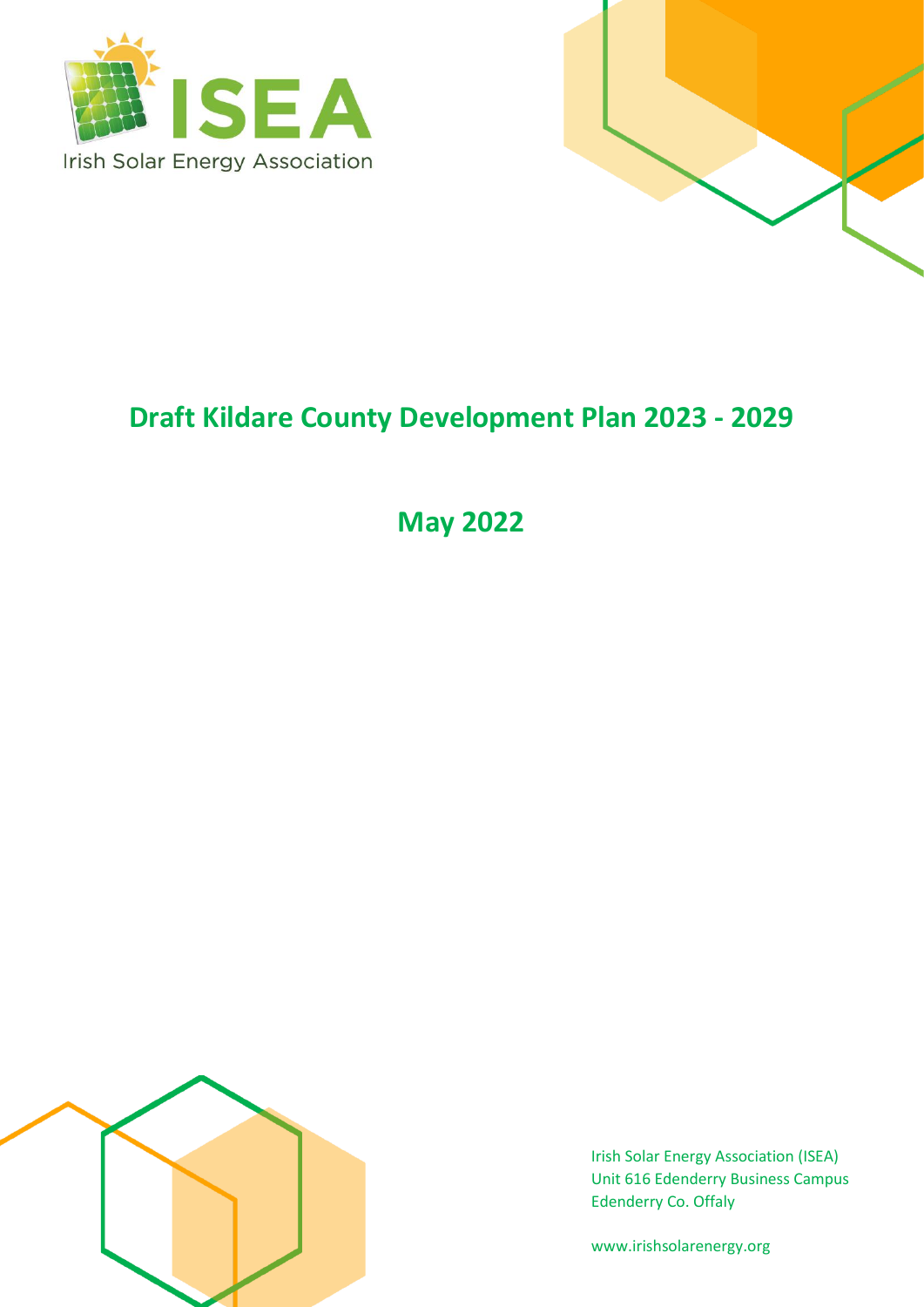ISEA

Irish Solar Energy Association

# Draft Kildare County Development Plan 2023 - 2029

## May 2022

Irish Solar Energy Association (ISEA)
Unit 616 Edenderry Business Campus
Edenderry Co. Offaly

www.irishsolarenergy.org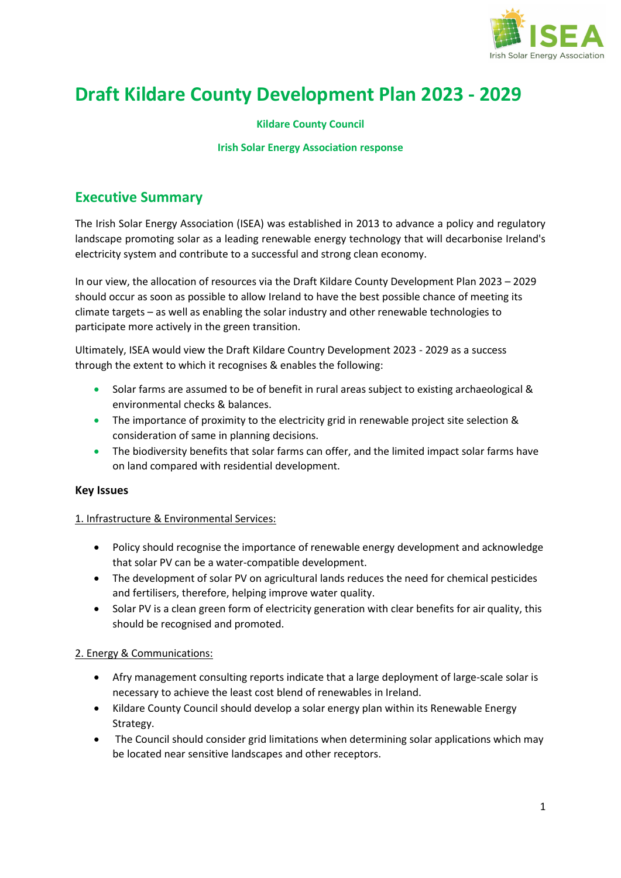# Draft Kildare County Development Plan 2023 - 2029

**Kildare County Council**

**Irish Solar Energy Association response**

## Executive Summary

The Irish Solar Energy Association (ISEA) was established in 2013 to advance a policy and regulatory landscape promoting solar as a leading renewable energy technology that will decarbonise Ireland's electricity system and contribute to a successful and strong clean economy.

In our view, the allocation of resources via the Draft Kildare County Development Plan 2023 – 2029 should occur as soon as possible to allow Ireland to have the best possible chance of meeting its climate targets – as well as enabling the solar industry and other renewable technologies to participate more actively in the green transition.

Ultimately, ISEA would view the Draft Kildare Country Development 2023 - 2029 as a success through the extent to which it recognises & enables the following:

- Solar farms are assumed to be of benefit in rural areas subject to existing archaeological & environmental checks & balances.
- The importance of proximity to the electricity grid in renewable project site selection & consideration of same in planning decisions.
- The biodiversity benefits that solar farms can offer, and the limited impact solar farms have on land compared with residential development.

### Key Issues

1. Infrastructure & Environmental Services:

- Policy should recognise the importance of renewable energy development and acknowledge that solar PV can be a water-compatible development.
- The development of solar PV on agricultural lands reduces the need for chemical pesticides and fertilisers, therefore, helping improve water quality.
- Solar PV is a clean green form of electricity generation with clear benefits for air quality, this should be recognised and promoted.

2. Energy & Communications:

- Afry management consulting reports indicate that a large deployment of large-scale solar is necessary to achieve the least cost blend of renewables in Ireland.
- Kildare County Council should develop a solar energy plan within its Renewable Energy Strategy.
- The Council should consider grid limitations when determining solar applications which may be located near sensitive landscapes and other receptors.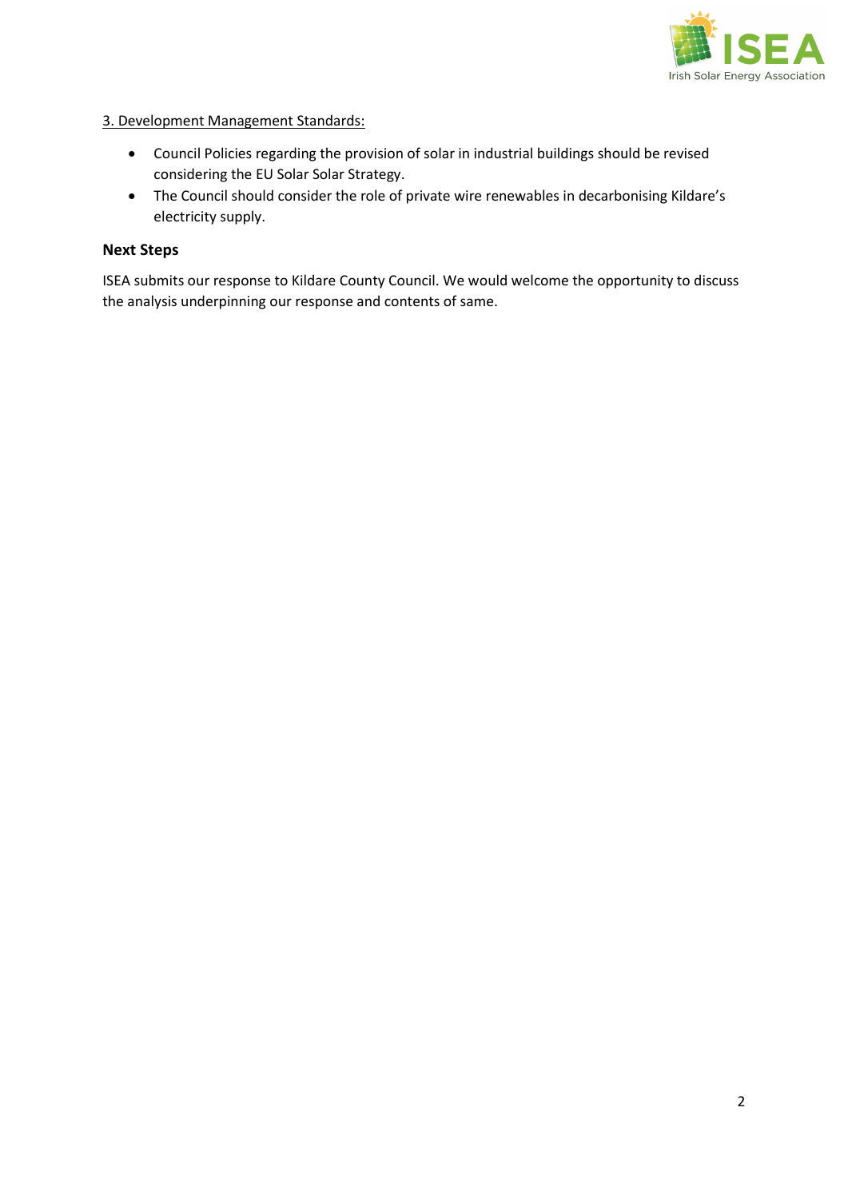3. Development Management Standards:

- Council Policies regarding the provision of solar in industrial buildings should be revised considering the EU Solar Solar Strategy.
- The Council should consider the role of private wire renewables in decarbonising Kildare's electricity supply.

**Next Steps**

ISEA submits our response to Kildare County Council. We would welcome the opportunity to discuss the analysis underpinning our response and contents of same.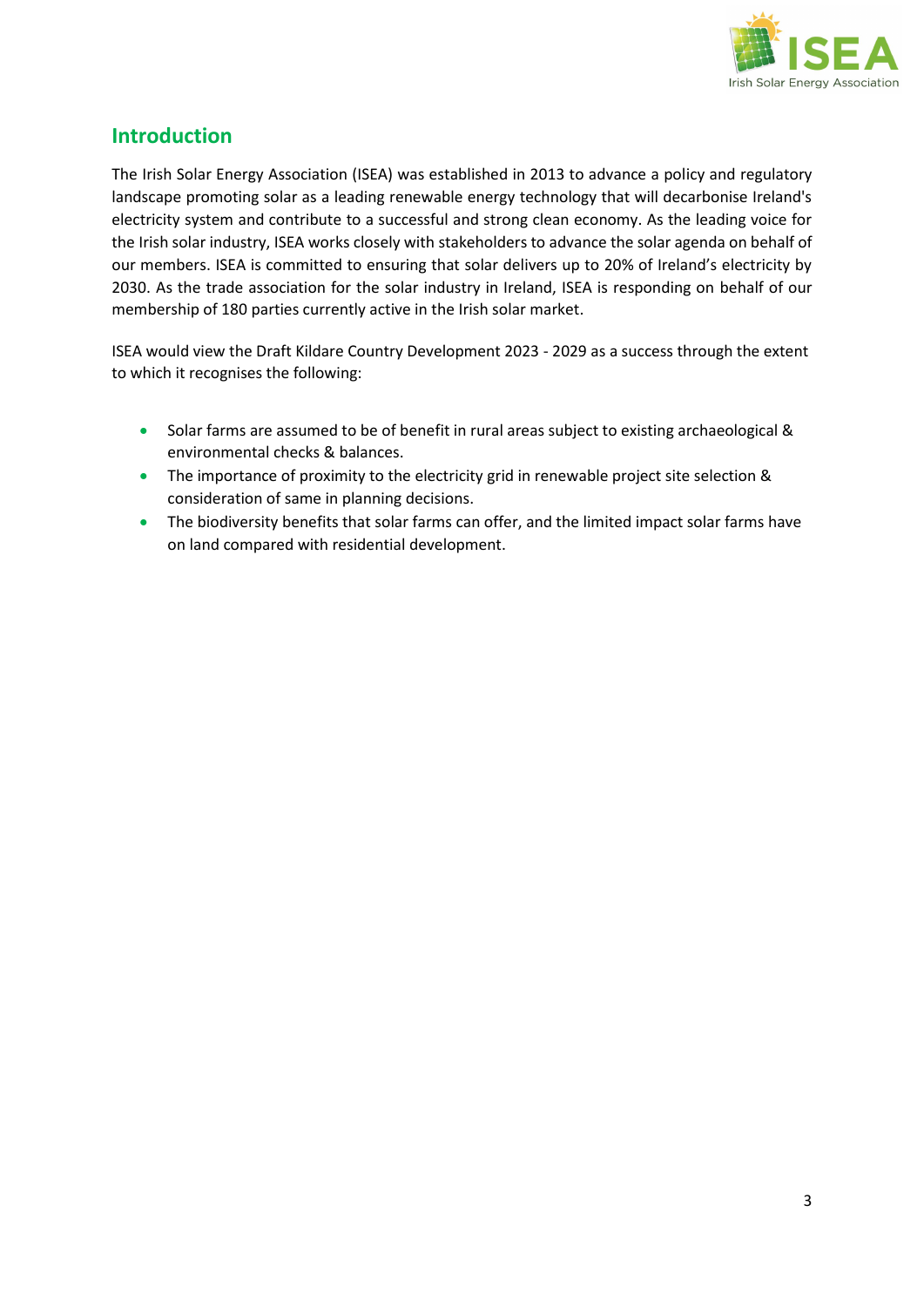## Introduction

The Irish Solar Energy Association (ISEA) was established in 2013 to advance a policy and regulatory landscape promoting solar as a leading renewable energy technology that will decarbonise Ireland's electricity system and contribute to a successful and strong clean economy. As the leading voice for the Irish solar industry, ISEA works closely with stakeholders to advance the solar agenda on behalf of our members. ISEA is committed to ensuring that solar delivers up to 20% of Ireland's electricity by 2030. As the trade association for the solar industry in Ireland, ISEA is responding on behalf of our membership of 180 parties currently active in the Irish solar market.

ISEA would view the Draft Kildare Country Development 2023 - 2029 as a success through the extent to which it recognises the following:

- Solar farms are assumed to be of benefit in rural areas subject to existing archaeological & environmental checks & balances.
- The importance of proximity to the electricity grid in renewable project site selection & consideration of same in planning decisions.
- The biodiversity benefits that solar farms can offer, and the limited impact solar farms have on land compared with residential development.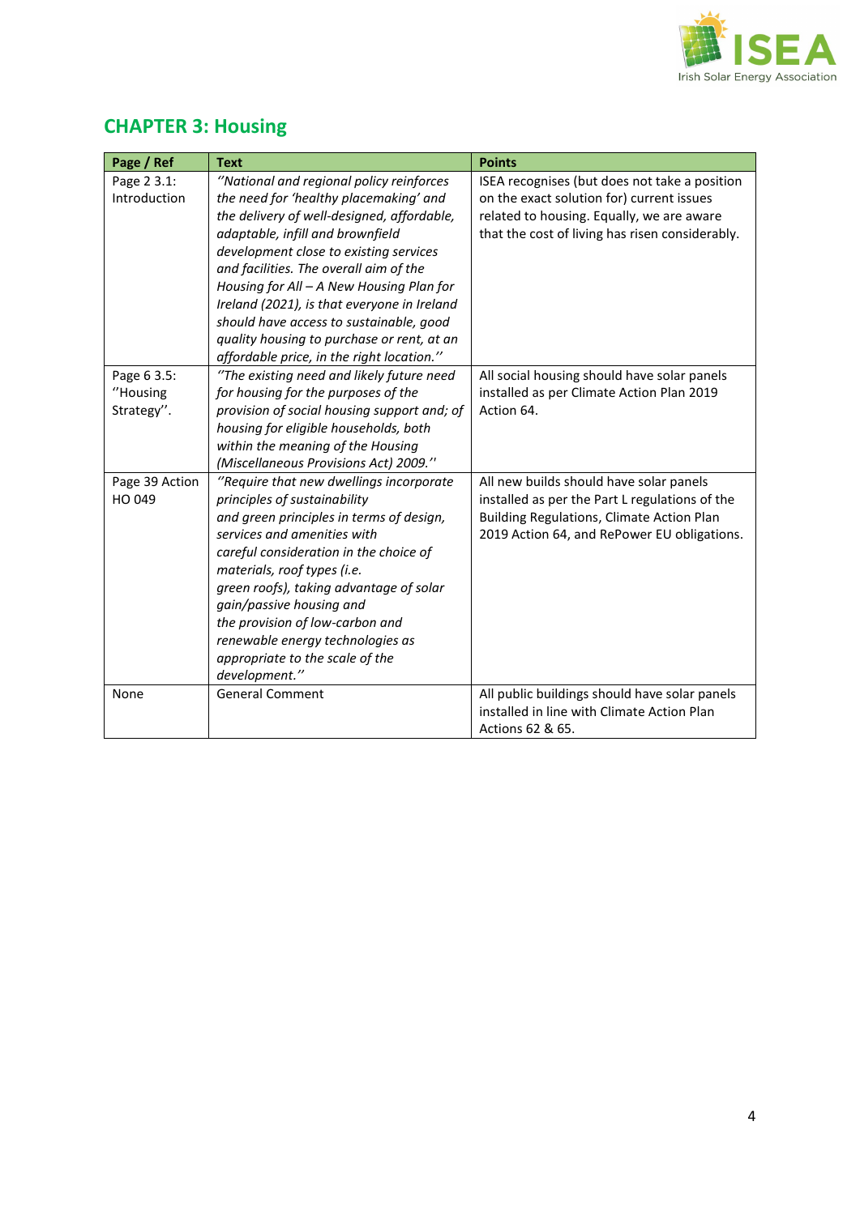## CHAPTER 3: Housing

| Page / Ref | Text | Points |
|---|---|---|
| Page 2 3.1: Introduction | *"National and regional policy reinforces the need for 'healthy placemaking' and the delivery of well-designed, affordable, adaptable, infill and brownfield development close to existing services and facilities. The overall aim of the Housing for All – A New Housing Plan for Ireland (2021), is that everyone in Ireland should have access to sustainable, good quality housing to purchase or rent, at an affordable price, in the right location."* | ISEA recognises (but does not take a position on the exact solution for) current issues related to housing. Equally, we are aware that the cost of living has risen considerably. |
| Page 6 3.5: "Housing Strategy". | *"The existing need and likely future need for housing for the purposes of the provision of social housing support and; of housing for eligible households, both within the meaning of the Housing (Miscellaneous Provisions Act) 2009."* | All social housing should have solar panels installed as per Climate Action Plan 2019 Action 64. |
| Page 39 Action HO 049 | *"Require that new dwellings incorporate principles of sustainability and green principles in terms of design, services and amenities with careful consideration in the choice of materials, roof types (i.e. green roofs), taking advantage of solar gain/passive housing and the provision of low-carbon and renewable energy technologies as appropriate to the scale of the development."* | All new builds should have solar panels installed as per the Part L regulations of the Building Regulations, Climate Action Plan 2019 Action 64, and RePower EU obligations. |
| None | General Comment | All public buildings should have solar panels installed in line with Climate Action Plan Actions 62 & 65. |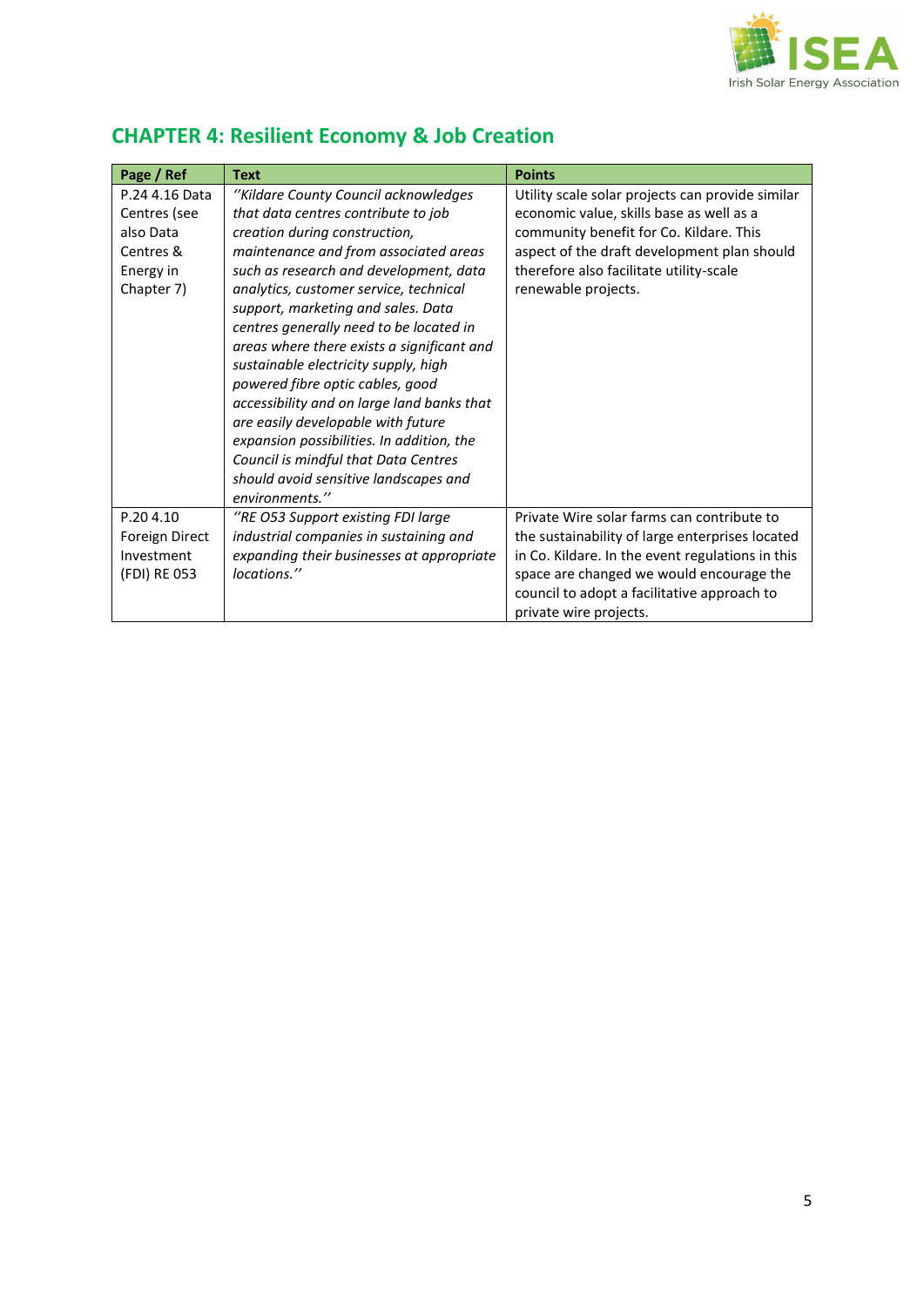## CHAPTER 4: Resilient Economy & Job Creation

| Page / Ref | Text | Points |
|---|---|---|
| P.24 4.16 Data Centres (see also Data Centres & Energy in Chapter 7) | *''Kildare County Council acknowledges that data centres contribute to job creation during construction, maintenance and from associated areas such as research and development, data analytics, customer service, technical support, marketing and sales. Data centres generally need to be located in areas where there exists a significant and sustainable electricity supply, high powered fibre optic cables, good accessibility and on large land banks that are easily developable with future expansion possibilities. In addition, the Council is mindful that Data Centres should avoid sensitive landscapes and environments.''* | Utility scale solar projects can provide similar economic value, skills base as well as a community benefit for Co. Kildare. This aspect of the draft development plan should therefore also facilitate utility-scale renewable projects. |
| P.20 4.10 Foreign Direct Investment (FDI) RE 053 | *''RE O53 Support existing FDI large industrial companies in sustaining and expanding their businesses at appropriate locations.''* | Private Wire solar farms can contribute to the sustainability of large enterprises located in Co. Kildare. In the event regulations in this space are changed we would encourage the council to adopt a facilitative approach to private wire projects. |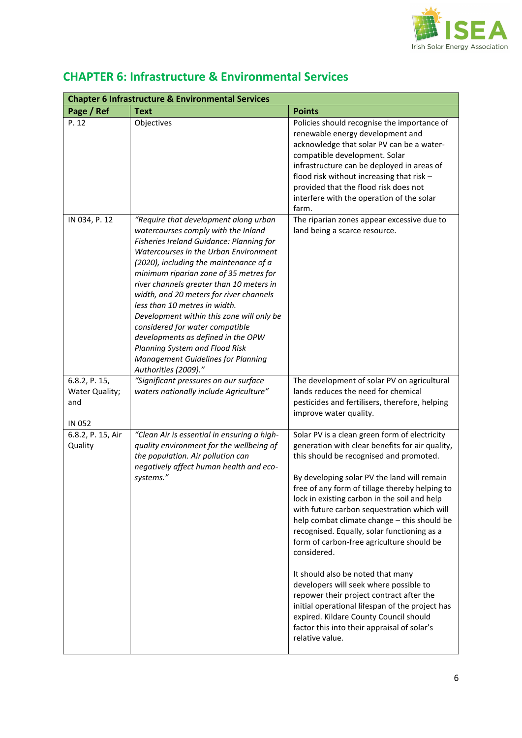## CHAPTER 6: Infrastructure & Environmental Services

| Chapter 6 Infrastructure & Environmental Services | | |
|---|---|---|
| **Page / Ref** | **Text** | **Points** |
| P. 12 | Objectives | Policies should recognise the importance of renewable energy development and acknowledge that solar PV can be a water-compatible development. Solar infrastructure can be deployed in areas of flood risk without increasing that risk – provided that the flood risk does not interfere with the operation of the solar farm. |
| IN 034, P. 12 | *"Require that development along urban watercourses comply with the Inland Fisheries Ireland Guidance: Planning for Watercourses in the Urban Environment (2020), including the maintenance of a minimum riparian zone of 35 metres for river channels greater than 10 meters in width, and 20 meters for river channels less than 10 metres in width. Development within this zone will only be considered for water compatible developments as defined in the OPW Planning System and Flood Risk Management Guidelines for Planning Authorities (2009)."* | The riparian zones appear excessive due to land being a scarce resource. |
| 6.8.2, P. 15, Water Quality; and<br><br>IN 052 | *"Significant pressures on our surface waters nationally include Agriculture"* | The development of solar PV on agricultural lands reduces the need for chemical pesticides and fertilisers, therefore, helping improve water quality. |
| 6.8.2, P. 15, Air Quality | *"Clean Air is essential in ensuring a high-quality environment for the wellbeing of the population. Air pollution can negatively affect human health and eco-systems."* | Solar PV is a clean green form of electricity generation with clear benefits for air quality, this should be recognised and promoted.<br><br>By developing solar PV the land will remain free of any form of tillage thereby helping to lock in existing carbon in the soil and help with future carbon sequestration which will help combat climate change – this should be recognised. Equally, solar functioning as a form of carbon-free agriculture should be considered.<br><br>It should also be noted that many developers will seek where possible to repower their project contract after the initial operational lifespan of the project has expired. Kildare County Council should factor this into their appraisal of solar's relative value. |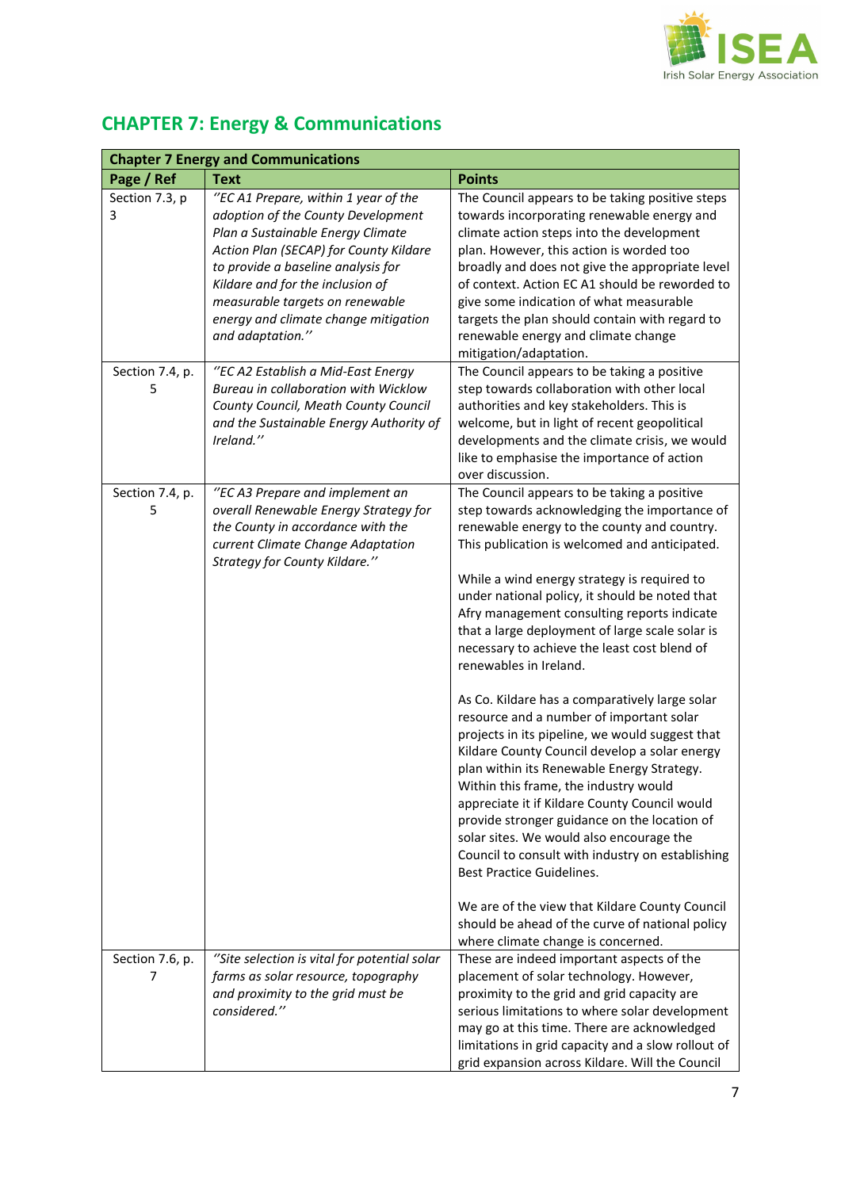## CHAPTER 7: Energy & Communications

| Chapter 7 Energy and Communications | | |
|---|---|---|
| **Page / Ref** | **Text** | **Points** |
| Section 7.3, p 3 | *"EC A1 Prepare, within 1 year of the adoption of the County Development Plan a Sustainable Energy Climate Action Plan (SECAP) for County Kildare to provide a baseline analysis for Kildare and for the inclusion of measurable targets on renewable energy and climate change mitigation and adaptation."* | The Council appears to be taking positive steps towards incorporating renewable energy and climate action steps into the development plan. However, this action is worded too broadly and does not give the appropriate level of context. Action EC A1 should be reworded to give some indication of what measurable targets the plan should contain with regard to renewable energy and climate change mitigation/adaptation. |
| Section 7.4, p. 5 | *"EC A2 Establish a Mid-East Energy Bureau in collaboration with Wicklow County Council, Meath County Council and the Sustainable Energy Authority of Ireland."* | The Council appears to be taking a positive step towards collaboration with other local authorities and key stakeholders. This is welcome, but in light of recent geopolitical developments and the climate crisis, we would like to emphasise the importance of action over discussion. |
| Section 7.4, p. 5 | *"EC A3 Prepare and implement an overall Renewable Energy Strategy for the County in accordance with the current Climate Change Adaptation Strategy for County Kildare."* | The Council appears to be taking a positive step towards acknowledging the importance of renewable energy to the county and country. This publication is welcomed and anticipated.<br><br>While a wind energy strategy is required to under national policy, it should be noted that Afry management consulting reports indicate that a large deployment of large scale solar is necessary to achieve the least cost blend of renewables in Ireland.<br><br>As Co. Kildare has a comparatively large solar resource and a number of important solar projects in its pipeline, we would suggest that Kildare County Council develop a solar energy plan within its Renewable Energy Strategy. Within this frame, the industry would appreciate it if Kildare County Council would provide stronger guidance on the location of solar sites. We would also encourage the Council to consult with industry on establishing Best Practice Guidelines.<br><br>We are of the view that Kildare County Council should be ahead of the curve of national policy where climate change is concerned. |
| Section 7.6, p. 7 | *"Site selection is vital for potential solar farms as solar resource, topography and proximity to the grid must be considered."* | These are indeed important aspects of the placement of solar technology. However, proximity to the grid and grid capacity are serious limitations to where solar development may go at this time. There are acknowledged limitations in grid capacity and a slow rollout of grid expansion across Kildare. Will the Council |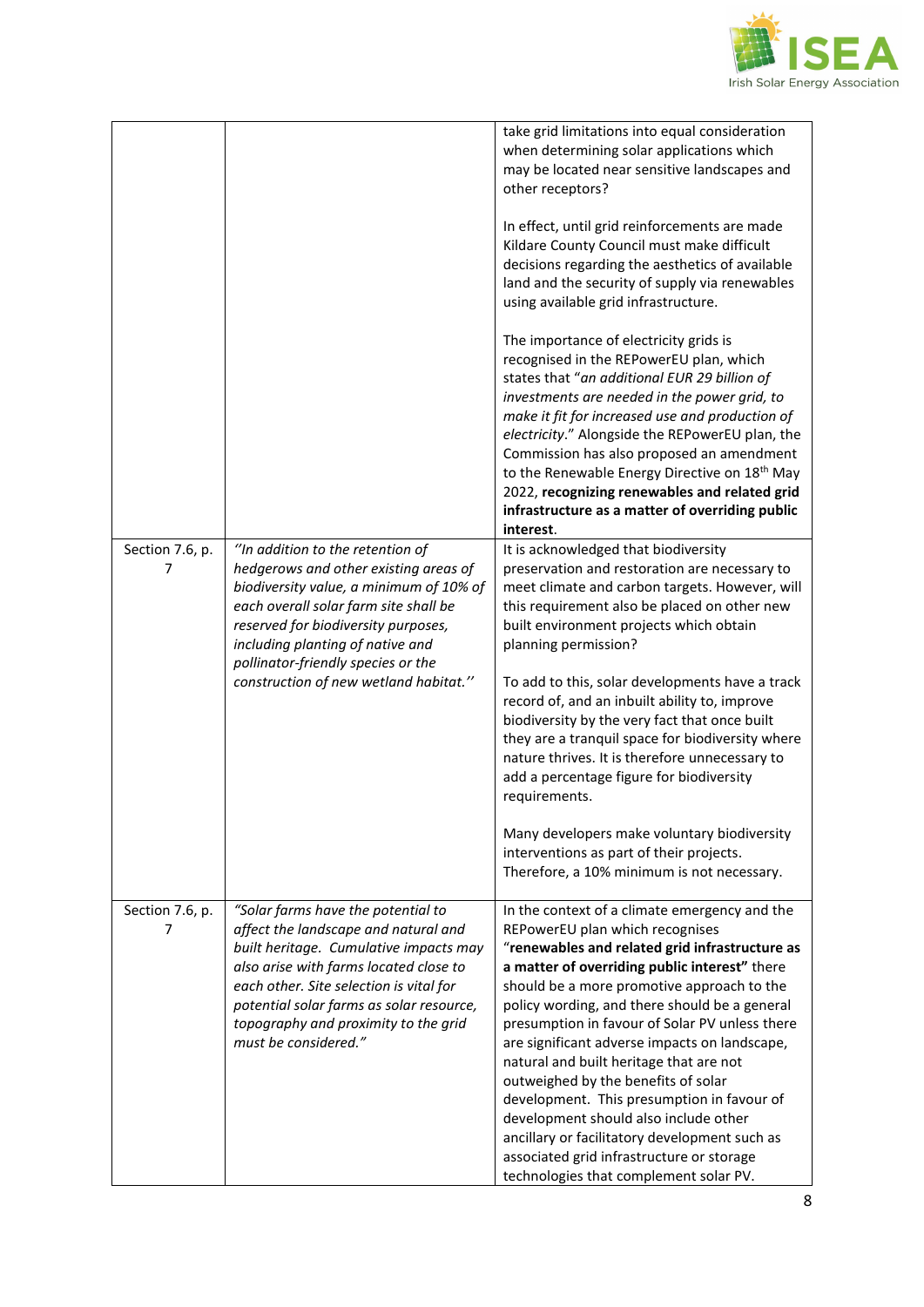| | | |
|---|---|---|
| | | take grid limitations into equal consideration when determining solar applications which may be located near sensitive landscapes and other receptors?<br><br>In effect, until grid reinforcements are made Kildare County Council must make difficult decisions regarding the aesthetics of available land and the security of supply via renewables using available grid infrastructure.<br><br>The importance of electricity grids is recognised in the REPowerEU plan, which states that "*an additional EUR 29 billion of investments are needed in the power grid, to make it fit for increased use and production of electricity*." Alongside the REPowerEU plan, the Commission has also proposed an amendment to the Renewable Energy Directive on 18th May 2022, **recognizing renewables and related grid infrastructure as a matter of overriding public interest**. |
| Section 7.6, p. 7 | *''In addition to the retention of hedgerows and other existing areas of biodiversity value, a minimum of 10% of each overall solar farm site shall be reserved for biodiversity purposes, including planting of native and pollinator-friendly species or the construction of new wetland habitat.''* | It is acknowledged that biodiversity preservation and restoration are necessary to meet climate and carbon targets. However, will this requirement also be placed on other new built environment projects which obtain planning permission?<br><br>To add to this, solar developments have a track record of, and an inbuilt ability to, improve biodiversity by the very fact that once built they are a tranquil space for biodiversity where nature thrives. It is therefore unnecessary to add a percentage figure for biodiversity requirements.<br><br>Many developers make voluntary biodiversity interventions as part of their projects. Therefore, a 10% minimum is not necessary. |
| Section 7.6, p. 7 | *"Solar farms have the potential to affect the landscape and natural and built heritage. Cumulative impacts may also arise with farms located close to each other. Site selection is vital for potential solar farms as solar resource, topography and proximity to the grid must be considered."* | In the context of a climate emergency and the REPowerEU plan which recognises "**renewables and related grid infrastructure as a matter of overriding public interest"** there should be a more promotive approach to the policy wording, and there should be a general presumption in favour of Solar PV unless there are significant adverse impacts on landscape, natural and built heritage that are not outweighed by the benefits of solar development. This presumption in favour of development should also include other ancillary or facilitatory development such as associated grid infrastructure or storage technologies that complement solar PV. |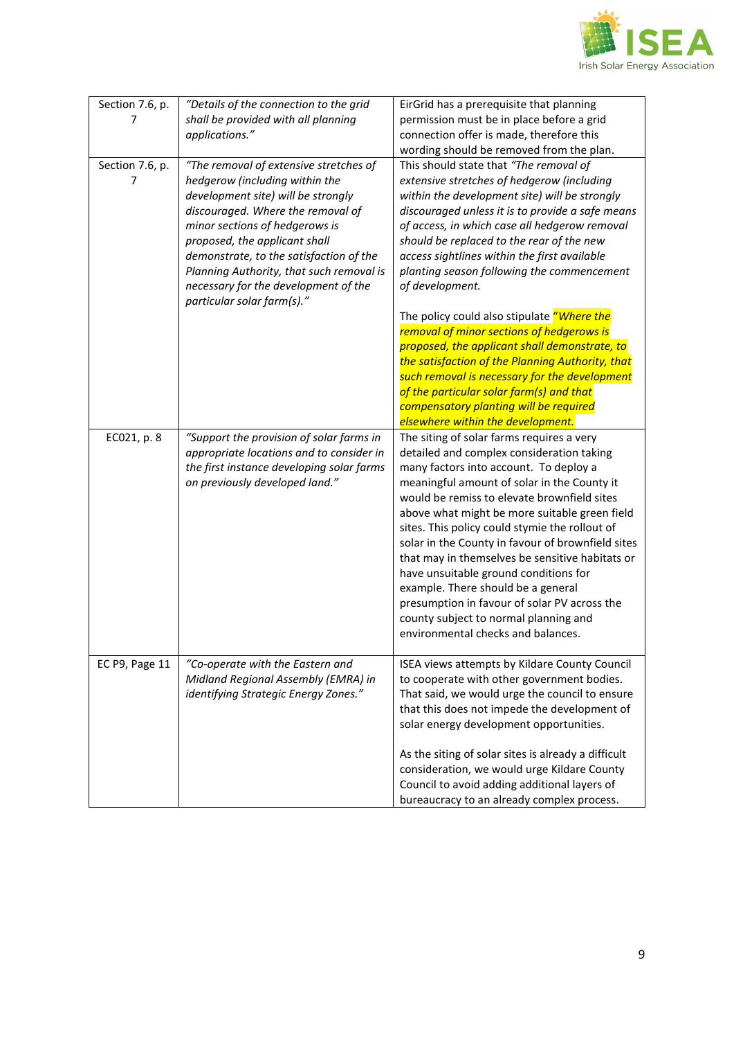| Section 7.6, p. 7 | *"Details of the connection to the grid shall be provided with all planning applications."* | EirGrid has a prerequisite that planning permission must be in place before a grid connection offer is made, therefore this wording should be removed from the plan. |
|---|---|---|
| Section 7.6, p. 7 | *"The removal of extensive stretches of hedgerow (including within the development site) will be strongly discouraged. Where the removal of minor sections of hedgerows is proposed, the applicant shall demonstrate, to the satisfaction of the Planning Authority, that such removal is necessary for the development of the particular solar farm(s)."* | This should state that *"The removal of extensive stretches of hedgerow (including within the development site) will be strongly discouraged unless it is to provide a safe means of access, in which case all hedgerow removal should be replaced to the rear of the new access sightlines within the first available planting season following the commencement of development.*<br><br>The policy could also stipulate *"Where the removal of minor sections of hedgerows is proposed, the applicant shall demonstrate, to the satisfaction of the Planning Authority, that such removal is necessary for the development of the particular solar farm(s) and that compensatory planting will be required elsewhere within the development.* |
| EC021, p. 8 | *"Support the provision of solar farms in appropriate locations and to consider in the first instance developing solar farms on previously developed land."* | The siting of solar farms requires a very detailed and complex consideration taking many factors into account. To deploy a meaningful amount of solar in the County it would be remiss to elevate brownfield sites above what might be more suitable green field sites. This policy could stymie the rollout of solar in the County in favour of brownfield sites that may in themselves be sensitive habitats or have unsuitable ground conditions for example. There should be a general presumption in favour of solar PV across the county subject to normal planning and environmental checks and balances. |
| EC P9, Page 11 | *"Co-operate with the Eastern and Midland Regional Assembly (EMRA) in identifying Strategic Energy Zones."* | ISEA views attempts by Kildare County Council to cooperate with other government bodies. That said, we would urge the council to ensure that this does not impede the development of solar energy development opportunities.<br><br>As the siting of solar sites is already a difficult consideration, we would urge Kildare County Council to avoid adding additional layers of bureaucracy to an already complex process. |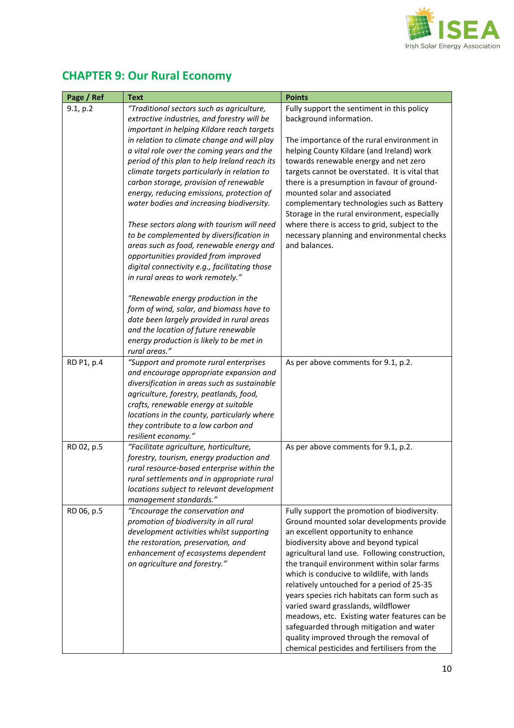## CHAPTER 9: Our Rural Economy

| Page / Ref | Text | Points |
|---|---|---|
| 9.1, p.2 | *"Traditional sectors such as agriculture, extractive industries, and forestry will be important in helping Kildare reach targets in relation to climate change and will play a vital role over the coming years and the period of this plan to help Ireland reach its climate targets particularly in relation to carbon storage, provision of renewable energy, reducing emissions, protection of water bodies and increasing biodiversity.*<br><br>*These sectors along with tourism will need to be complemented by diversification in areas such as food, renewable energy and opportunities provided from improved digital connectivity e.g., facilitating those in rural areas to work remotely."*<br><br>*"Renewable energy production in the form of wind, solar, and biomass have to date been largely provided in rural areas and the location of future renewable energy production is likely to be met in rural areas."* | Fully support the sentiment in this policy background information.<br><br>The importance of the rural environment in helping County Kildare (and Ireland) work towards renewable energy and net zero targets cannot be overstated. It is vital that there is a presumption in favour of ground-mounted solar and associated complementary technologies such as Battery Storage in the rural environment, especially where there is access to grid, subject to the necessary planning and environmental checks and balances. |
| RD P1, p.4 | *"Support and promote rural enterprises and encourage appropriate expansion and diversification in areas such as sustainable agriculture, forestry, peatlands, food, crafts, renewable energy at suitable locations in the county, particularly where they contribute to a low carbon and resilient economy."* | As per above comments for 9.1, p.2. |
| RD 02, p.5 | *"Facilitate agriculture, horticulture, forestry, tourism, energy production and rural resource-based enterprise within the rural settlements and in appropriate rural locations subject to relevant development management standards."* | As per above comments for 9.1, p.2. |
| RD 06, p.5 | *"Encourage the conservation and promotion of biodiversity in all rural development activities whilst supporting the restoration, preservation, and enhancement of ecosystems dependent on agriculture and forestry."* | Fully support the promotion of biodiversity. Ground mounted solar developments provide an excellent opportunity to enhance biodiversity above and beyond typical agricultural land use. Following construction, the tranquil environment within solar farms which is conducive to wildlife, with lands relatively untouched for a period of 25-35 years species rich habitats can form such as varied sward grasslands, wildflower meadows, etc. Existing water features can be safeguarded through mitigation and water quality improved through the removal of chemical pesticides and fertilisers from the |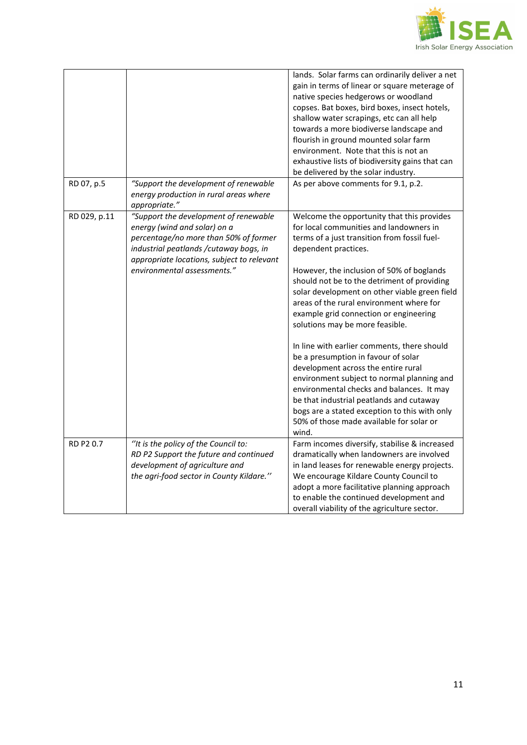|  |  | lands. Solar farms can ordinarily deliver a net gain in terms of linear or square meterage of native species hedgerows or woodland copses. Bat boxes, bird boxes, insect hotels, shallow water scrapings, etc can all help towards a more biodiverse landscape and flourish in ground mounted solar farm environment. Note that this is not an exhaustive lists of biodiversity gains that can be delivered by the solar industry. |
|---|---|---|
| RD 07, p.5 | *"Support the development of renewable energy production in rural areas where appropriate."* | As per above comments for 9.1, p.2. |
| RD 029, p.11 | *"Support the development of renewable energy (wind and solar) on a percentage/no more than 50% of former industrial peatlands /cutaway bogs, in appropriate locations, subject to relevant environmental assessments."* | Welcome the opportunity that this provides for local communities and landowners in terms of a just transition from fossil fuel-dependent practices.<br><br>However, the inclusion of 50% of boglands should not be to the detriment of providing solar development on other viable green field areas of the rural environment where for example grid connection or engineering solutions may be more feasible.<br><br>In line with earlier comments, there should be a presumption in favour of solar development across the entire rural environment subject to normal planning and environmental checks and balances. It may be that industrial peatlands and cutaway bogs are a stated exception to this with only 50% of those made available for solar or wind. |
| RD P2 0.7 | *''It is the policy of the Council to:<br>RD P2 Support the future and continued development of agriculture and the agri-food sector in County Kildare.''* | Farm incomes diversify, stabilise & increased dramatically when landowners are involved in land leases for renewable energy projects. We encourage Kildare County Council to adopt a more facilitative planning approach to enable the continued development and overall viability of the agriculture sector. |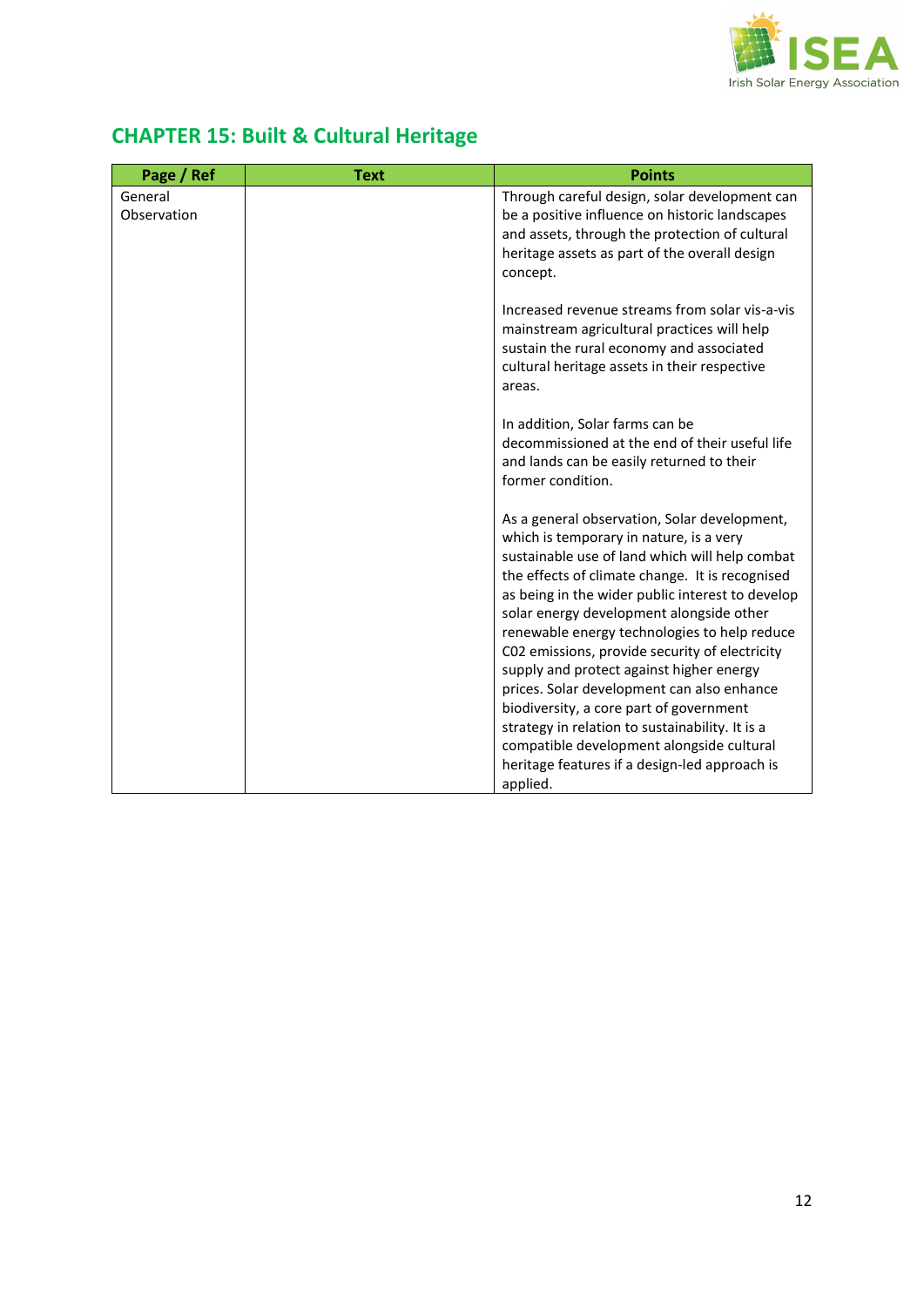## CHAPTER 15: Built & Cultural Heritage

| Page / Ref | Text | Points |
|---|---|---|
| General Observation | | Through careful design, solar development can be a positive influence on historic landscapes and assets, through the protection of cultural heritage assets as part of the overall design concept.<br><br>Increased revenue streams from solar vis-a-vis mainstream agricultural practices will help sustain the rural economy and associated cultural heritage assets in their respective areas.<br><br>In addition, Solar farms can be decommissioned at the end of their useful life and lands can be easily returned to their former condition.<br><br>As a general observation, Solar development, which is temporary in nature, is a very sustainable use of land which will help combat the effects of climate change. It is recognised as being in the wider public interest to develop solar energy development alongside other renewable energy technologies to help reduce C02 emissions, provide security of electricity supply and protect against higher energy prices. Solar development can also enhance biodiversity, a core part of government strategy in relation to sustainability. It is a compatible development alongside cultural heritage features if a design-led approach is applied. |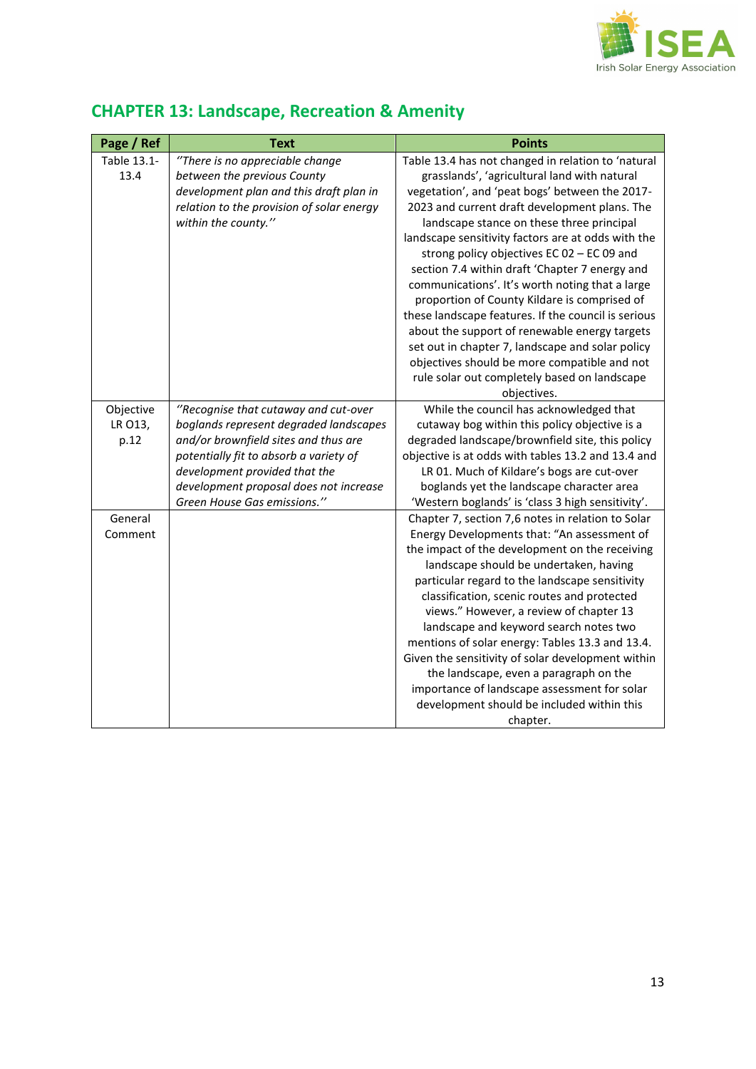## CHAPTER 13: Landscape, Recreation & Amenity

| Page / Ref | Text | Points |
|---|---|---|
| Table 13.1-13.4 | *''There is no appreciable change between the previous County development plan and this draft plan in relation to the provision of solar energy within the county.''* | Table 13.4 has not changed in relation to 'natural grasslands', 'agricultural land with natural vegetation', and 'peat bogs' between the 2017-2023 and current draft development plans. The landscape stance on these three principal landscape sensitivity factors are at odds with the strong policy objectives EC 02 – EC 09 and section 7.4 within draft 'Chapter 7 energy and communications'. It's worth noting that a large proportion of County Kildare is comprised of these landscape features. If the council is serious about the support of renewable energy targets set out in chapter 7, landscape and solar policy objectives should be more compatible and not rule solar out completely based on landscape objectives. |
| Objective LR O13, p.12 | *''Recognise that cutaway and cut-over boglands represent degraded landscapes and/or brownfield sites and thus are potentially fit to absorb a variety of development provided that the development proposal does not increase Green House Gas emissions.''* | While the council has acknowledged that cutaway bog within this policy objective is a degraded landscape/brownfield site, this policy objective is at odds with tables 13.2 and 13.4 and LR 01. Much of Kildare's bogs are cut-over boglands yet the landscape character area 'Western boglands' is 'class 3 high sensitivity'. |
| General Comment | | Chapter 7, section 7,6 notes in relation to Solar Energy Developments that: "An assessment of the impact of the development on the receiving landscape should be undertaken, having particular regard to the landscape sensitivity classification, scenic routes and protected views." However, a review of chapter 13 landscape and keyword search notes two mentions of solar energy: Tables 13.3 and 13.4. Given the sensitivity of solar development within the landscape, even a paragraph on the importance of landscape assessment for solar development should be included within this chapter. |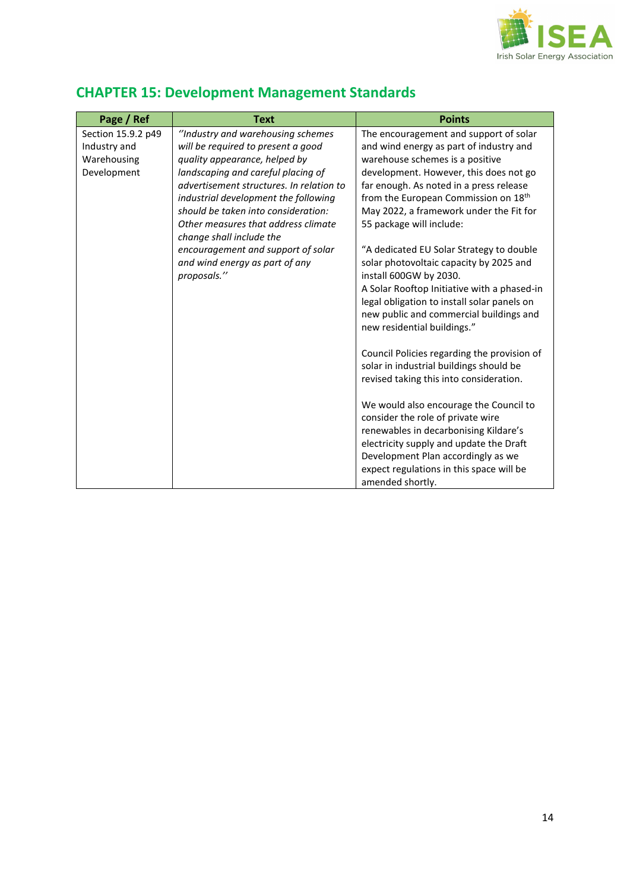## CHAPTER 15: Development Management Standards

| Page / Ref | Text | Points |
|---|---|---|
| Section 15.9.2 p49 Industry and Warehousing Development | *''Industry and warehousing schemes will be required to present a good quality appearance, helped by landscaping and careful placing of advertisement structures. In relation to industrial development the following should be taken into consideration: Other measures that address climate change shall include the encouragement and support of solar and wind energy as part of any proposals.''* | The encouragement and support of solar and wind energy as part of industry and warehouse schemes is a positive development. However, this does not go far enough. As noted in a press release from the European Commission on 18th May 2022, a framework under the Fit for 55 package will include:<br><br>"A dedicated EU Solar Strategy to double solar photovoltaic capacity by 2025 and install 600GW by 2030.<br>A Solar Rooftop Initiative with a phased-in legal obligation to install solar panels on new public and commercial buildings and new residential buildings."<br><br>Council Policies regarding the provision of solar in industrial buildings should be revised taking this into consideration.<br><br>We would also encourage the Council to consider the role of private wire renewables in decarbonising Kildare's electricity supply and update the Draft Development Plan accordingly as we expect regulations in this space will be amended shortly. |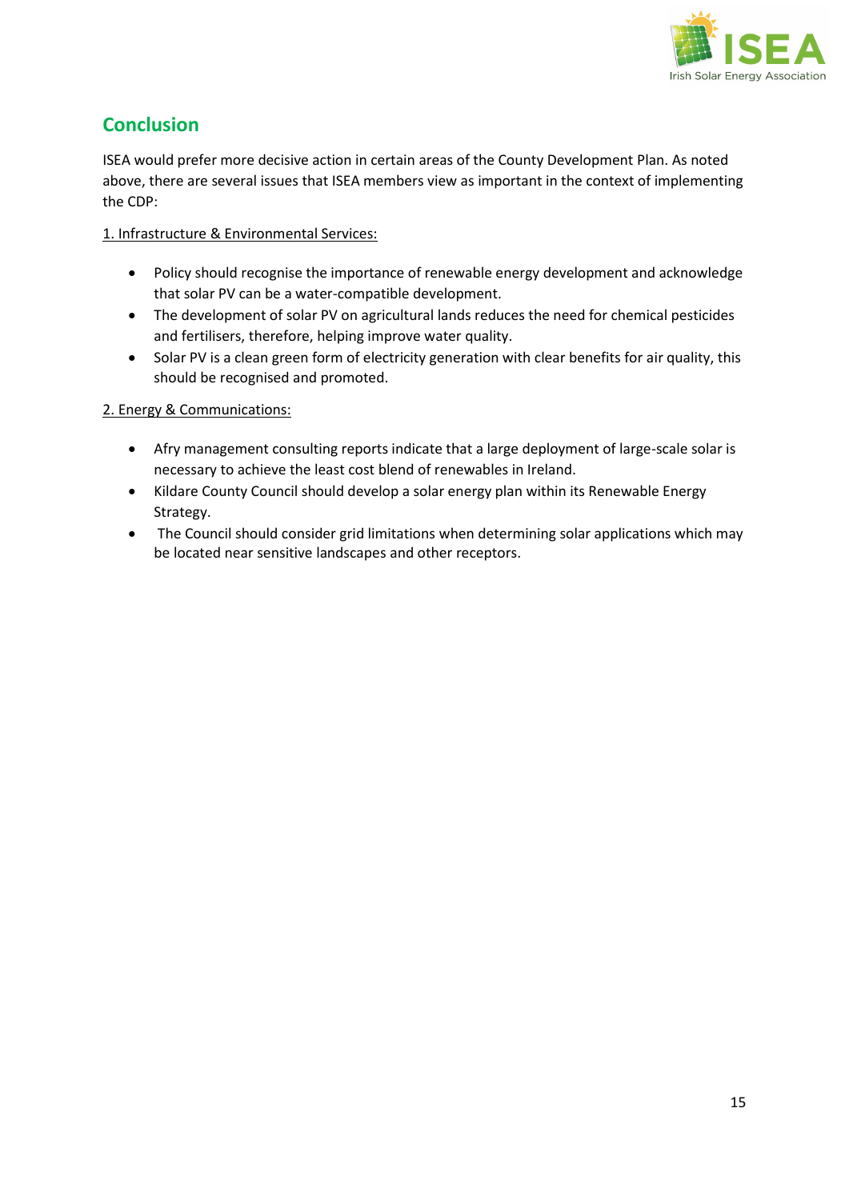## Conclusion

ISEA would prefer more decisive action in certain areas of the County Development Plan. As noted above, there are several issues that ISEA members view as important in the context of implementing the CDP:

1. Infrastructure & Environmental Services:

- Policy should recognise the importance of renewable energy development and acknowledge that solar PV can be a water-compatible development.
- The development of solar PV on agricultural lands reduces the need for chemical pesticides and fertilisers, therefore, helping improve water quality.
- Solar PV is a clean green form of electricity generation with clear benefits for air quality, this should be recognised and promoted.

2. Energy & Communications:

- Afry management consulting reports indicate that a large deployment of large-scale solar is necessary to achieve the least cost blend of renewables in Ireland.
- Kildare County Council should develop a solar energy plan within its Renewable Energy Strategy.
- The Council should consider grid limitations when determining solar applications which may be located near sensitive landscapes and other receptors.